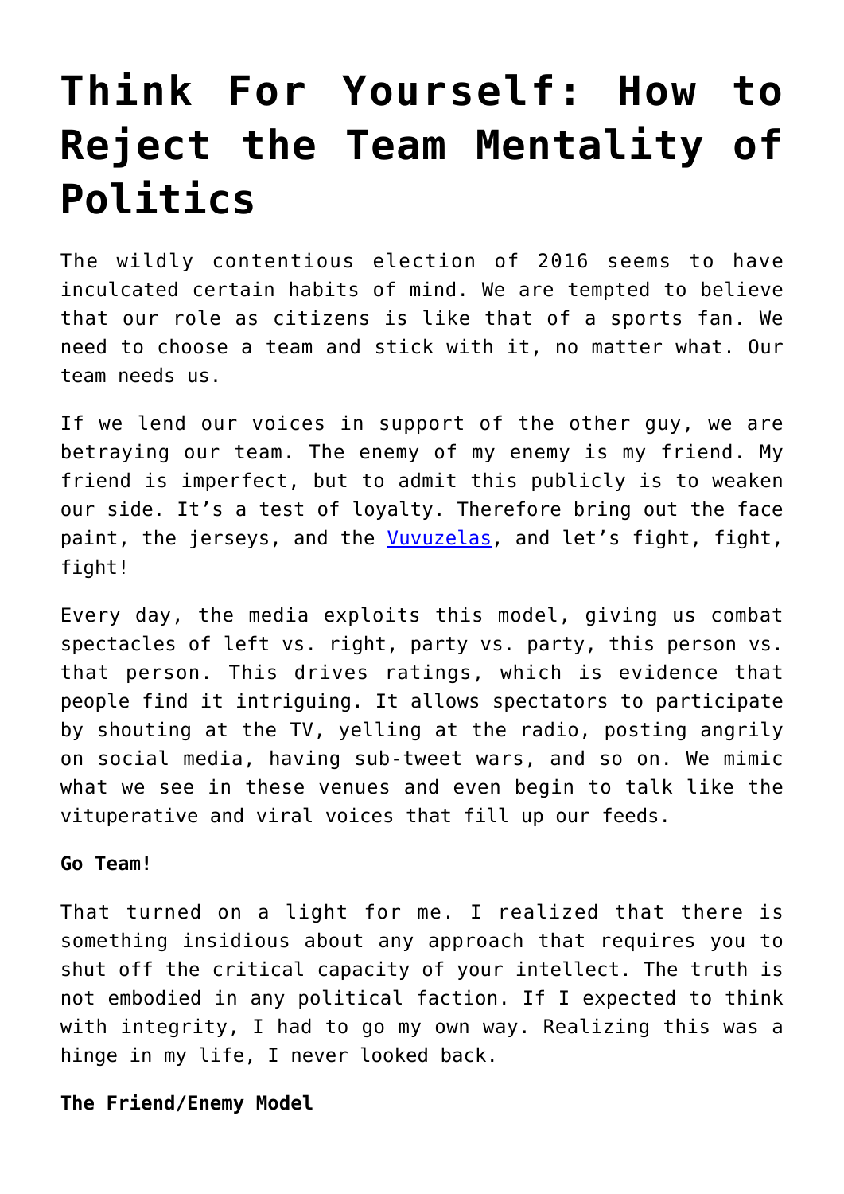# Think For Yourself: How to Reject the Team Mentality of Politics

The wildly contentious election of 2016 seems to have inculcated certain habits of mind. We are tempted to believe that our role as citizens is like that of a sports fan. We need to choose a team and stick with it, no matter what. Our team needs us.

If we lend our voices in support of the other guy, we are betraying our team. The enemy of my enemy is my friend. My friend is imperfect, but to admit this publicly is to weaken our side. It's a test of loyalty. Therefore bring out the face paint, the jerseys, and the Vuvuzelas, and let's fight, fight, fight!

Every day, the media exploits this model, giving us combat spectacles of left vs. right, party vs. party, this person vs. that person. This drives ratings, which is evidence that people find it intriguing. It allows spectators to participate by shouting at the TV, yelling at the radio, posting angrily on social media, having sub-tweet wars, and so on. We mimic what we see in these venues and even begin to talk like the vituperative and viral voices that fill up our feeds.

**Go Team!**

That turned on a light for me. I realized that there is something insidious about any approach that requires you to shut off the critical capacity of your intellect. The truth is not embodied in any political faction. If I expected to think with integrity, I had to go my own way. Realizing this was a hinge in my life, I never looked back.

**The Friend/Enemy Model**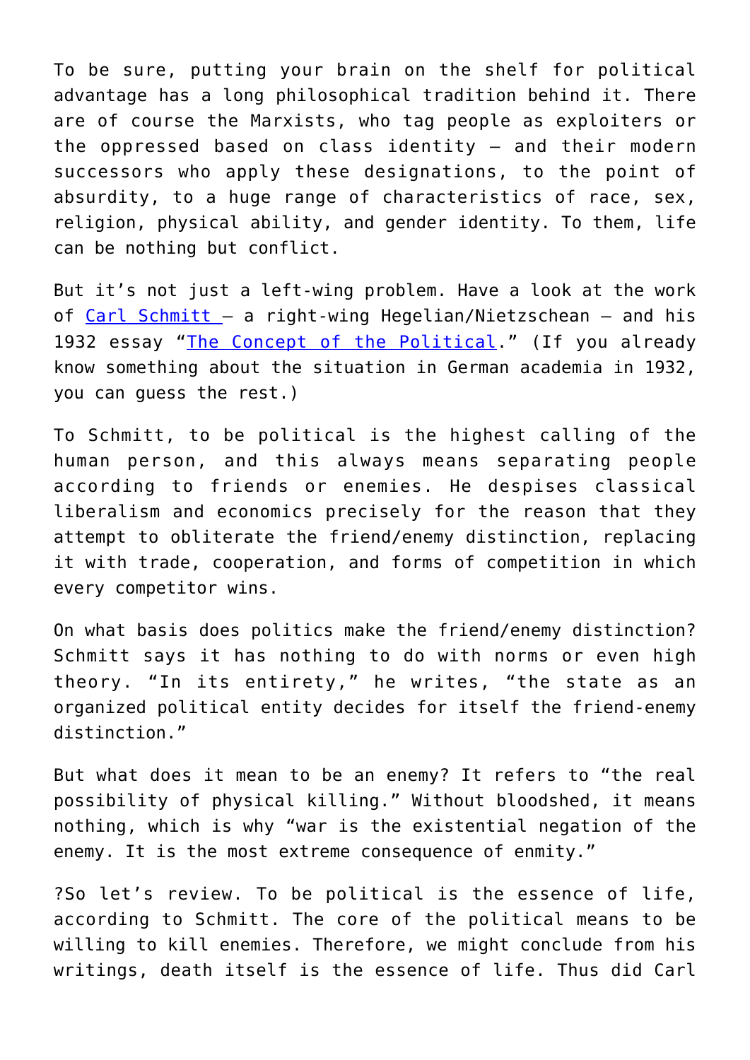To be sure, putting your brain on the shelf for political advantage has a long philosophical tradition behind it. There are of course the Marxists, who tag people as exploiters or the oppressed based on class identity – and their modern successors who apply these designations, to the point of absurdity, to a huge range of characteristics of race, sex, religion, physical ability, and gender identity. To them, life can be nothing but conflict.

But it's not just a left-wing problem. Have a look at the work of Carl Schmitt – a right-wing Hegelian/Nietzschean – and his 1932 essay "The Concept of the Political." (If you already know something about the situation in German academia in 1932, you can guess the rest.)

To Schmitt, to be political is the highest calling of the human person, and this always means separating people according to friends or enemies. He despises classical liberalism and economics precisely for the reason that they attempt to obliterate the friend/enemy distinction, replacing it with trade, cooperation, and forms of competition in which every competitor wins.

On what basis does politics make the friend/enemy distinction? Schmitt says it has nothing to do with norms or even high theory. "In its entirety," he writes, "the state as an organized political entity decides for itself the friend-enemy distinction."

But what does it mean to be an enemy? It refers to "the real possibility of physical killing." Without bloodshed, it means nothing, which is why "war is the existential negation of the enemy. It is the most extreme consequence of enmity."

?So let's review. To be political is the essence of life, according to Schmitt. The core of the political means to be willing to kill enemies. Therefore, we might conclude from his writings, death itself is the essence of life. Thus did Carl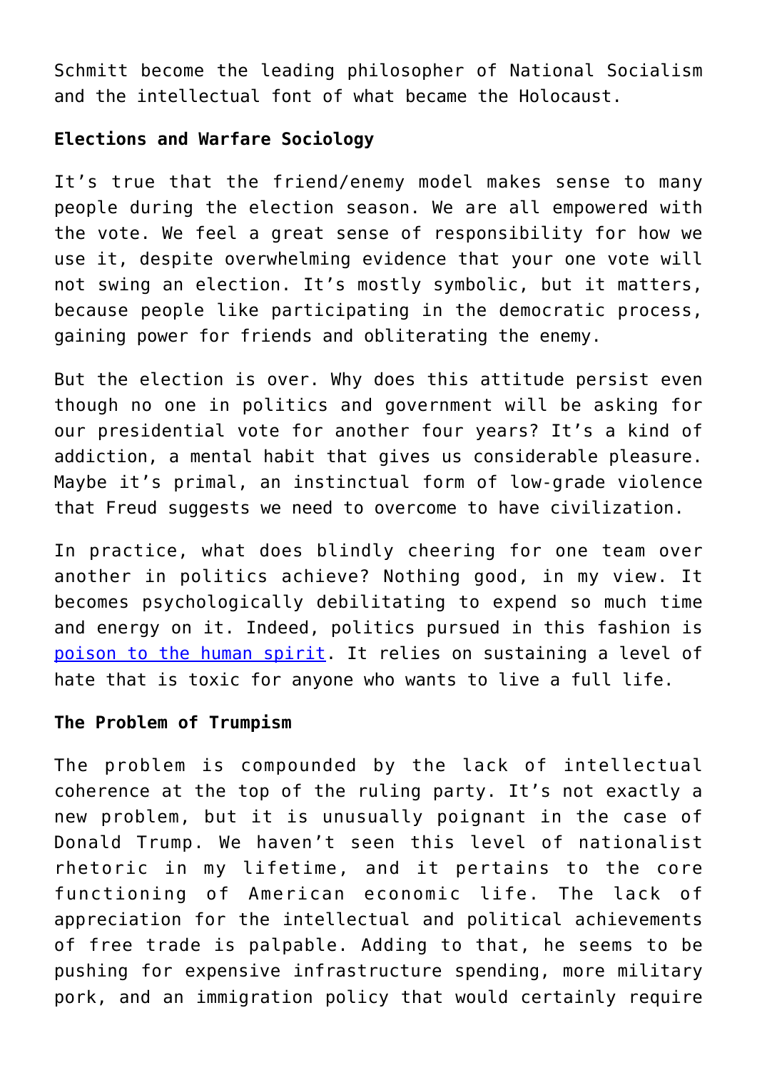Schmitt become the leading philosopher of National Socialism and the intellectual font of what became the Holocaust.

**Elections and Warfare Sociology**

It's true that the friend/enemy model makes sense to many people during the election season. We are all empowered with the vote. We feel a great sense of responsibility for how we use it, despite overwhelming evidence that your one vote will not swing an election. It's mostly symbolic, but it matters, because people like participating in the democratic process, gaining power for friends and obliterating the enemy.

But the election is over. Why does this attitude persist even though no one in politics and government will be asking for our presidential vote for another four years? It's a kind of addiction, a mental habit that gives us considerable pleasure. Maybe it's primal, an instinctual form of low-grade violence that Freud suggests we need to overcome to have civilization.

In practice, what does blindly cheering for one team over another in politics achieve? Nothing good, in my view. It becomes psychologically debilitating to expend so much time and energy on it. Indeed, politics pursued in this fashion is poison to the human spirit. It relies on sustaining a level of hate that is toxic for anyone who wants to live a full life.

**The Problem of Trumpism**

The problem is compounded by the lack of intellectual coherence at the top of the ruling party. It's not exactly a new problem, but it is unusually poignant in the case of Donald Trump. We haven't seen this level of nationalist rhetoric in my lifetime, and it pertains to the core functioning of American economic life. The lack of appreciation for the intellectual and political achievements of free trade is palpable. Adding to that, he seems to be pushing for expensive infrastructure spending, more military pork, and an immigration policy that would certainly require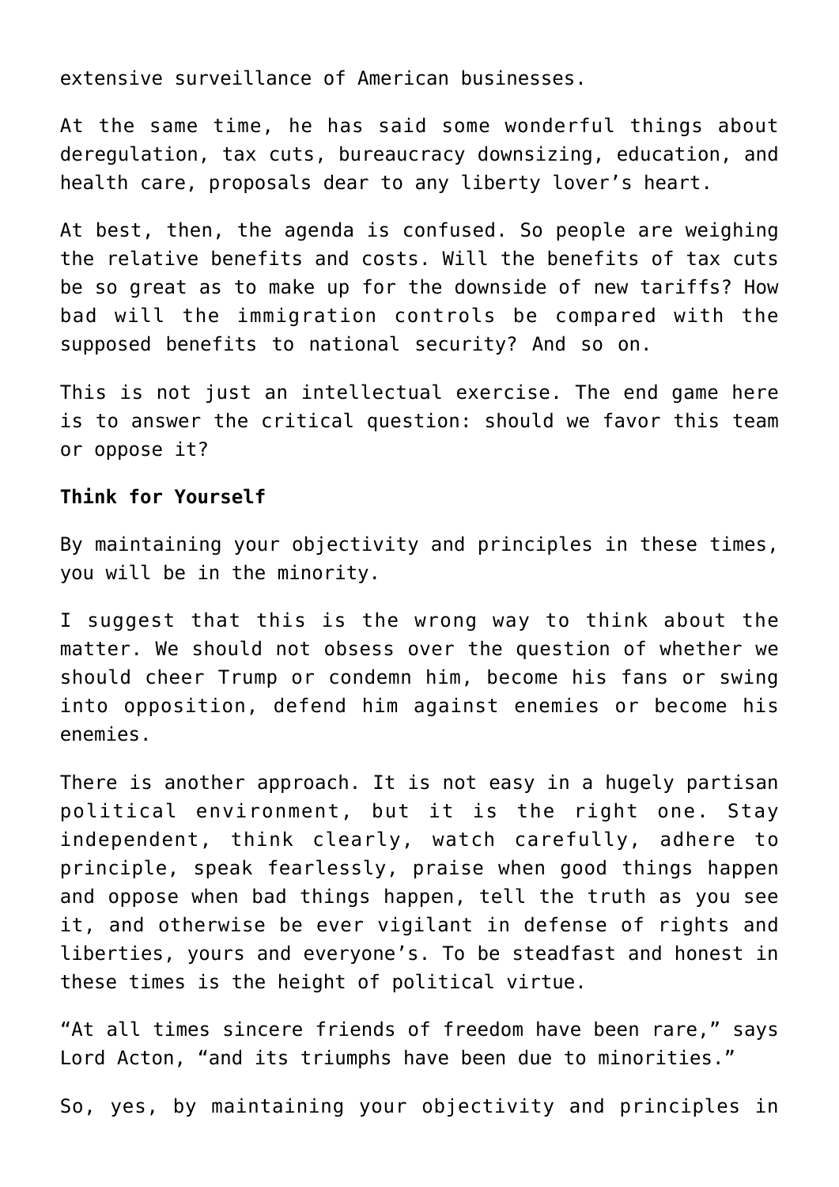extensive surveillance of American businesses.

At the same time, he has said some wonderful things about deregulation, tax cuts, bureaucracy downsizing, education, and health care, proposals dear to any liberty lover's heart.

At best, then, the agenda is confused. So people are weighing the relative benefits and costs. Will the benefits of tax cuts be so great as to make up for the downside of new tariffs? How bad will the immigration controls be compared with the supposed benefits to national security? And so on.

This is not just an intellectual exercise. The end game here is to answer the critical question: should we favor this team or oppose it?

**Think for Yourself**

By maintaining your objectivity and principles in these times, you will be in the minority.

I suggest that this is the wrong way to think about the matter. We should not obsess over the question of whether we should cheer Trump or condemn him, become his fans or swing into opposition, defend him against enemies or become his enemies.

There is another approach. It is not easy in a hugely partisan political environment, but it is the right one. Stay independent, think clearly, watch carefully, adhere to principle, speak fearlessly, praise when good things happen and oppose when bad things happen, tell the truth as you see it, and otherwise be ever vigilant in defense of rights and liberties, yours and everyone's. To be steadfast and honest in these times is the height of political virtue.

"At all times sincere friends of freedom have been rare," says Lord Acton, "and its triumphs have been due to minorities."

So, yes, by maintaining your objectivity and principles in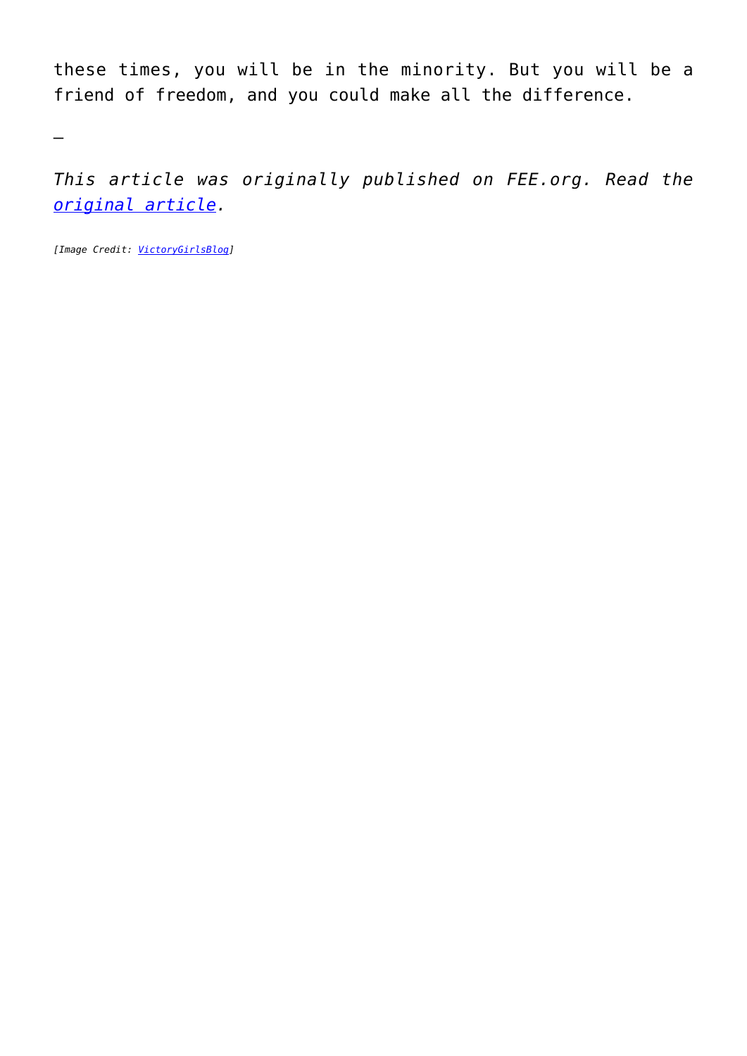these times, you will be in the minority. But you will be a friend of freedom, and you could make all the difference.

—

*This article was originally published on FEE.org. Read the [original article](#).*

*[Image Credit: [VictoryGirlsBlog](#)]*